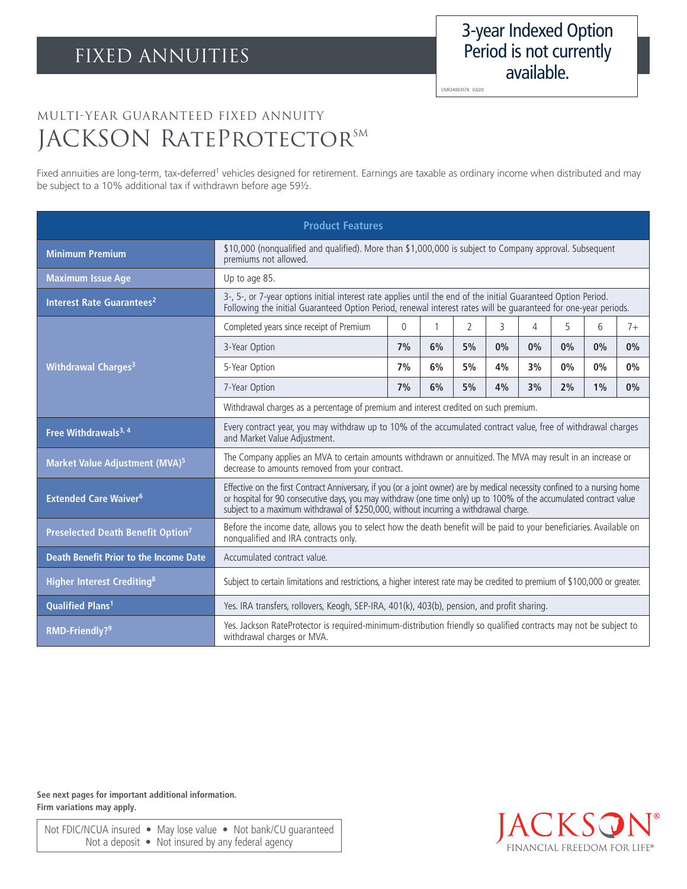# FIXED ANNUITIES

3-year Indexed Option Period is not currently available.

CMF24003STK 03/20

## MULTI-YEAR GUARANTEED FIXED ANNUITY

# JACKSON RATEPROTECTOR℠

Fixed annuities are long-term, tax-deferred[1] vehicles designed for retirement. Earnings are taxable as ordinary income when distributed and may be subject to a 10% additional tax if withdrawn before age 59½.

| Product Features | | | | | | | | | |
|---|---|---|---|---|---|---|---|---|---|
| **Minimum Premium** | $10,000 (nonqualified and qualified). More than $1,000,000 is subject to Company approval. Subsequent premiums not allowed. | | | | | | | | |
| **Maximum Issue Age** | Up to age 85. | | | | | | | | |
| **Interest Rate Guarantees[2]** | 3-, 5-, or 7-year options initial interest rate applies until the end of the initial Guaranteed Option Period. Following the initial Guaranteed Option Period, renewal interest rates will be guaranteed for one-year periods. | | | | | | | | |
| **Withdrawal Charges[3]** | Completed years since receipt of Premium | 0 | 1 | 2 | 3 | 4 | 5 | 6 | 7+ |
| | 3-Year Option | **7%** | **6%** | **5%** | **0%** | **0%** | **0%** | **0%** | **0%** |
| | 5-Year Option | **7%** | **6%** | **5%** | **4%** | **3%** | **0%** | **0%** | **0%** |
| | 7-Year Option | **7%** | **6%** | **5%** | **4%** | **3%** | **2%** | **1%** | **0%** |
| | Withdrawal charges as a percentage of premium and interest credited on such premium. | | | | | | | | |
| **Free Withdrawals[3, 4]** | Every contract year, you may withdraw up to 10% of the accumulated contract value, free of withdrawal charges and Market Value Adjustment. | | | | | | | | |
| **Market Value Adjustment (MVA)[5]** | The Company applies an MVA to certain amounts withdrawn or annuitized. The MVA may result in an increase or decrease to amounts removed from your contract. | | | | | | | | |
| **Extended Care Waiver[6]** | Effective on the first Contract Anniversary, if you (or a joint owner) are by medical necessity confined to a nursing home or hospital for 90 consecutive days, you may withdraw (one time only) up to 100% of the accumulated contract value subject to a maximum withdrawal of $250,000, without incurring a withdrawal charge. | | | | | | | | |
| **Preselected Death Benefit Option[7]** | Before the income date, allows you to select how the death benefit will be paid to your beneficiaries. Available on nonqualified and IRA contracts only. | | | | | | | | |
| **Death Benefit Prior to the Income Date** | Accumulated contract value. | | | | | | | | |
| **Higher Interest Crediting[8]** | Subject to certain limitations and restrictions, a higher interest rate may be credited to premium of $100,000 or greater. | | | | | | | | |
| **Qualified Plans[1]** | Yes. IRA transfers, rollovers, Keogh, SEP-IRA, 401(k), 403(b), pension, and profit sharing. | | | | | | | | |
| **RMD-Friendly?[9]** | Yes. Jackson RateProtector is required-minimum-distribution friendly so qualified contracts may not be subject to withdrawal charges or MVA. | | | | | | | | |

**See next pages for important additional information.**
**Firm variations may apply.**

Not FDIC/NCUA insured • May lose value • Not bank/CU guaranteed
Not a deposit • Not insured by any federal agency

JACKSON®
FINANCIAL FREEDOM FOR LIFE®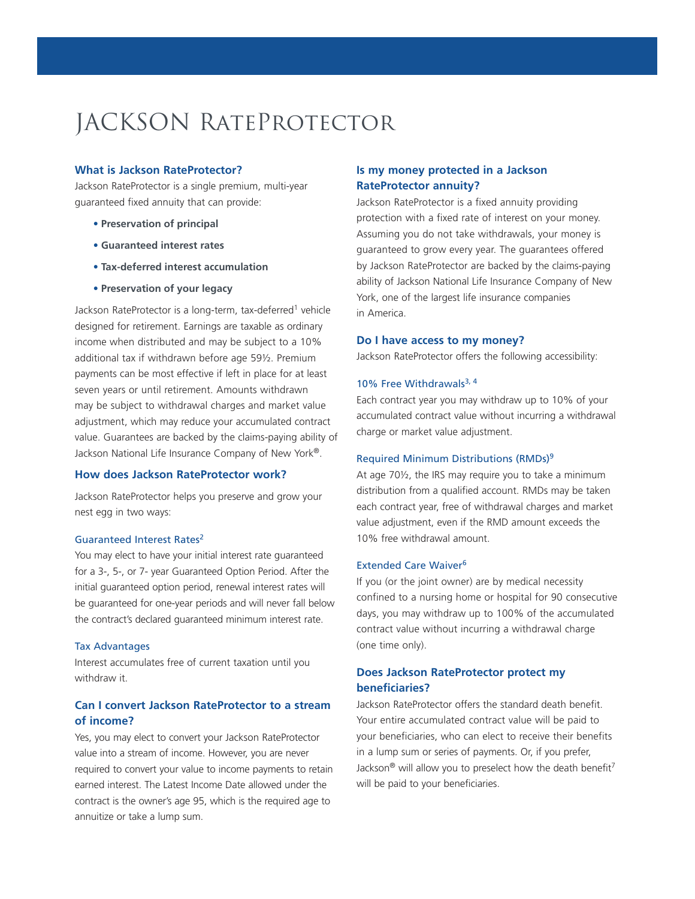# JACKSON RATEPROTECTOR

### What is Jackson RateProtector?

Jackson RateProtector is a single premium, multi-year guaranteed fixed annuity that can provide:

- **Preservation of principal**
- **Guaranteed interest rates**
- **Tax-deferred interest accumulation**
- **Preservation of your legacy**

Jackson RateProtector is a long-term, tax-deferred[1] vehicle designed for retirement. Earnings are taxable as ordinary income when distributed and may be subject to a 10% additional tax if withdrawn before age 59½. Premium payments can be most effective if left in place for at least seven years or until retirement. Amounts withdrawn may be subject to withdrawal charges and market value adjustment, which may reduce your accumulated contract value. Guarantees are backed by the claims-paying ability of Jackson National Life Insurance Company of New York®.

### How does Jackson RateProtector work?

Jackson RateProtector helps you preserve and grow your nest egg in two ways:

#### Guaranteed Interest Rates[2]

You may elect to have your initial interest rate guaranteed for a 3-, 5-, or 7- year Guaranteed Option Period. After the initial guaranteed option period, renewal interest rates will be guaranteed for one-year periods and will never fall below the contract's declared guaranteed minimum interest rate.

#### Tax Advantages

Interest accumulates free of current taxation until you withdraw it.

### Can I convert Jackson RateProtector to a stream of income?

Yes, you may elect to convert your Jackson RateProtector value into a stream of income. However, you are never required to convert your value to income payments to retain earned interest. The Latest Income Date allowed under the contract is the owner's age 95, which is the required age to annuitize or take a lump sum.

### Is my money protected in a Jackson RateProtector annuity?

Jackson RateProtector is a fixed annuity providing protection with a fixed rate of interest on your money. Assuming you do not take withdrawals, your money is guaranteed to grow every year. The guarantees offered by Jackson RateProtector are backed by the claims-paying ability of Jackson National Life Insurance Company of New York, one of the largest life insurance companies in America.

### Do I have access to my money?

Jackson RateProtector offers the following accessibility:

#### 10% Free Withdrawals[3, 4]

Each contract year you may withdraw up to 10% of your accumulated contract value without incurring a withdrawal charge or market value adjustment.

#### Required Minimum Distributions (RMDs)[9]

At age 70½, the IRS may require you to take a minimum distribution from a qualified account. RMDs may be taken each contract year, free of withdrawal charges and market value adjustment, even if the RMD amount exceeds the 10% free withdrawal amount.

#### Extended Care Waiver[6]

If you (or the joint owner) are by medical necessity confined to a nursing home or hospital for 90 consecutive days, you may withdraw up to 100% of the accumulated contract value without incurring a withdrawal charge (one time only).

### Does Jackson RateProtector protect my beneficiaries?

Jackson RateProtector offers the standard death benefit. Your entire accumulated contract value will be paid to your beneficiaries, who can elect to receive their benefits in a lump sum or series of payments. Or, if you prefer, Jackson® will allow you to preselect how the death benefit[7] will be paid to your beneficiaries.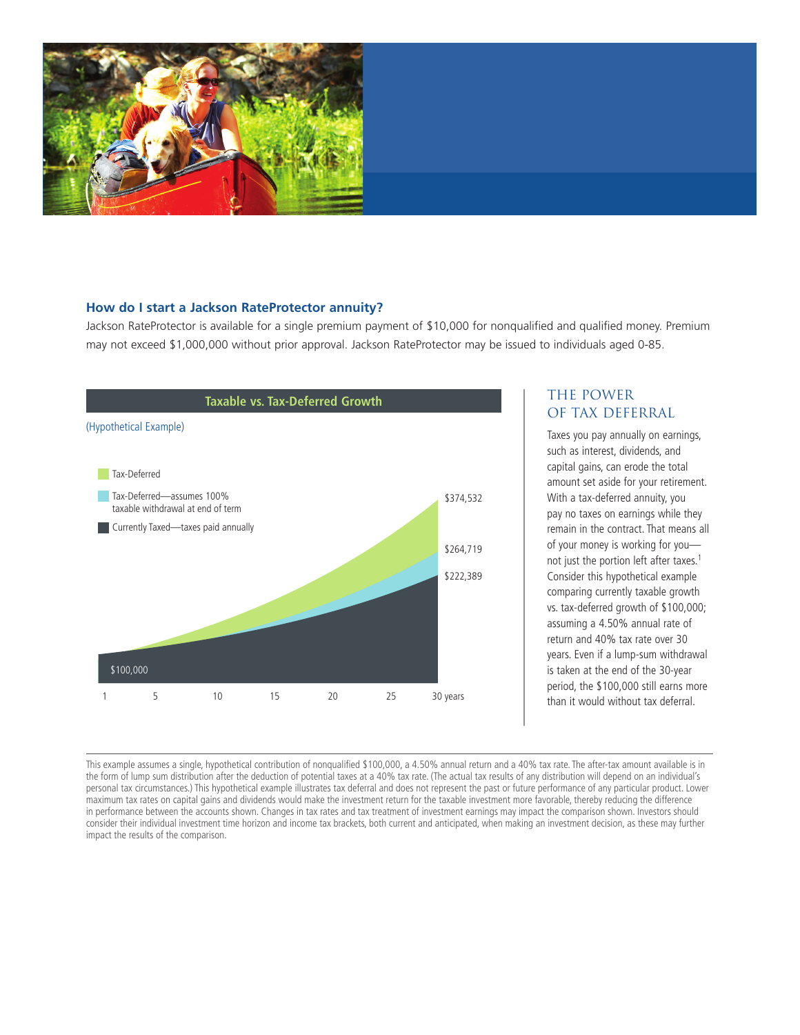## How do I start a Jackson RateProtector annuity?

Jackson RateProtector is available for a single premium payment of $10,000 for nonqualified and qualified money. Premium may not exceed $1,000,000 without prior approval. Jackson RateProtector may be issued to individuals aged 0-85.

### Taxable vs. Tax-Deferred Growth

(Hypothetical Example)

- Tax-Deferred
- Tax-Deferred—assumes 100% taxable withdrawal at end of term
- Currently Taxed—taxes paid annually

| | Starting value | 30 years |
|---|---|---|
| Tax-Deferred | $100,000 | $374,532 |
| Tax-Deferred—assumes 100% taxable withdrawal at end of term | $100,000 | $264,719 |
| Currently Taxed—taxes paid annually | $100,000 | $222,389 |

Years: 1, 5, 10, 15, 20, 25, 30 years

## THE POWER OF TAX DEFERRAL

Taxes you pay annually on earnings, such as interest, dividends, and capital gains, can erode the total amount set aside for your retirement. With a tax-deferred annuity, you pay no taxes on earnings while they remain in the contract. That means all of your money is working for you—not just the portion left after taxes.[1] Consider this hypothetical example comparing currently taxable growth vs. tax-deferred growth of $100,000; assuming a 4.50% annual rate of return and 40% tax rate over 30 years. Even if a lump-sum withdrawal is taken at the end of the 30-year period, the $100,000 still earns more than it would without tax deferral.

---

This example assumes a single, hypothetical contribution of nonqualified $100,000, a 4.50% annual return and a 40% tax rate. The after-tax amount available is in the form of lump sum distribution after the deduction of potential taxes at a 40% tax rate. (The actual tax results of any distribution will depend on an individual's personal tax circumstances.) This hypothetical example illustrates tax deferral and does not represent the past or future performance of any particular product. Lower maximum tax rates on capital gains and dividends would make the investment return for the taxable investment more favorable, thereby reducing the difference in performance between the accounts shown. Changes in tax rates and tax treatment of investment earnings may impact the comparison shown. Investors should consider their individual investment time horizon and income tax brackets, both current and anticipated, when making an investment decision, as these may further impact the results of the comparison.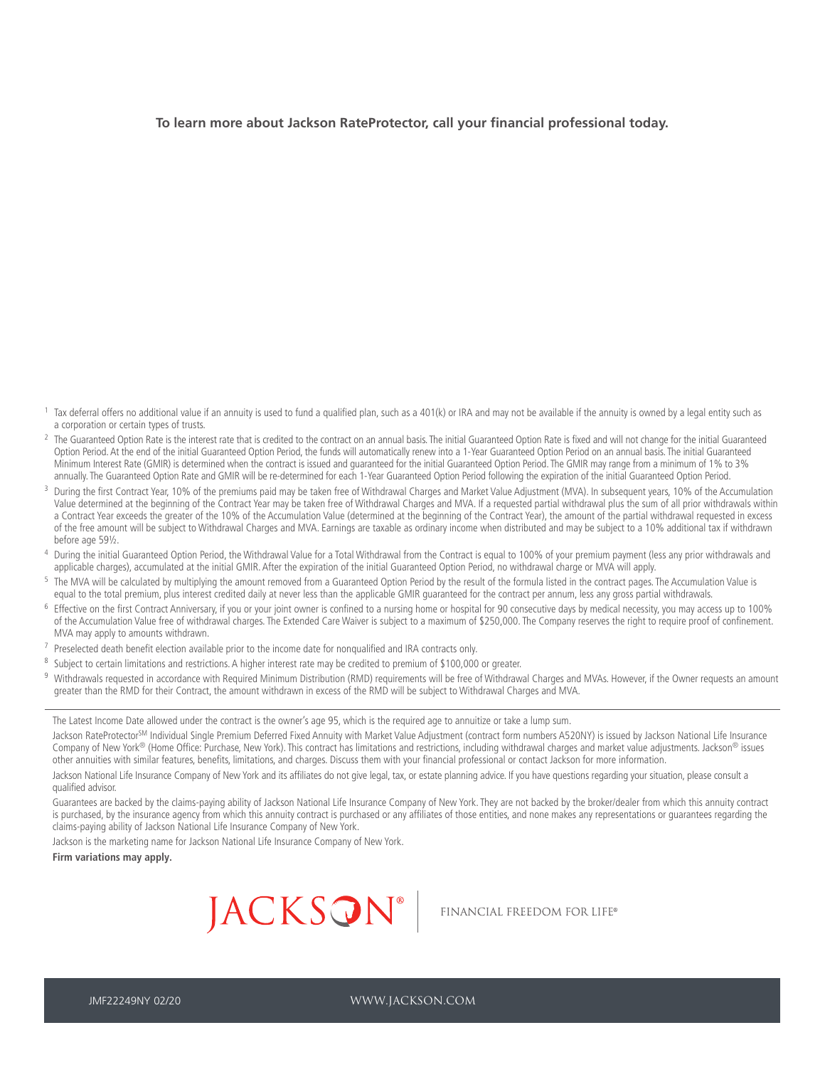**To learn more about Jackson RateProtector, call your financial professional today.**

[1] Tax deferral offers no additional value if an annuity is used to fund a qualified plan, such as a 401(k) or IRA and may not be available if the annuity is owned by a legal entity such as a corporation or certain types of trusts.

[2] The Guaranteed Option Rate is the interest rate that is credited to the contract on an annual basis. The initial Guaranteed Option Rate is fixed and will not change for the initial Guaranteed Option Period. At the end of the initial Guaranteed Option Period, the funds will automatically renew into a 1-Year Guaranteed Option Period on an annual basis. The initial Guaranteed Minimum Interest Rate (GMIR) is determined when the contract is issued and guaranteed for the initial Guaranteed Option Period. The GMIR may range from a minimum of 1% to 3% annually. The Guaranteed Option Rate and GMIR will be re-determined for each 1-Year Guaranteed Option Period following the expiration of the initial Guaranteed Option Period.

[3] During the first Contract Year, 10% of the premiums paid may be taken free of Withdrawal Charges and Market Value Adjustment (MVA). In subsequent years, 10% of the Accumulation Value determined at the beginning of the Contract Year may be taken free of Withdrawal Charges and MVA. If a requested partial withdrawal plus the sum of all prior withdrawals within a Contract Year exceeds the greater of the 10% of the Accumulation Value (determined at the beginning of the Contract Year), the amount of the partial withdrawal requested in excess of the free amount will be subject to Withdrawal Charges and MVA. Earnings are taxable as ordinary income when distributed and may be subject to a 10% additional tax if withdrawn before age 59½.

[4] During the initial Guaranteed Option Period, the Withdrawal Value for a Total Withdrawal from the Contract is equal to 100% of your premium payment (less any prior withdrawals and applicable charges), accumulated at the initial GMIR. After the expiration of the initial Guaranteed Option Period, no withdrawal charge or MVA will apply.

[5] The MVA will be calculated by multiplying the amount removed from a Guaranteed Option Period by the result of the formula listed in the contract pages. The Accumulation Value is equal to the total premium, plus interest credited daily at never less than the applicable GMIR guaranteed for the contract per annum, less any gross partial withdrawals.

[6] Effective on the first Contract Anniversary, if you or your joint owner is confined to a nursing home or hospital for 90 consecutive days by medical necessity, you may access up to 100% of the Accumulation Value free of withdrawal charges. The Extended Care Waiver is subject to a maximum of $250,000. The Company reserves the right to require proof of confinement. MVA may apply to amounts withdrawn.

[7] Preselected death benefit election available prior to the income date for nonqualified and IRA contracts only.

[8] Subject to certain limitations and restrictions. A higher interest rate may be credited to premium of $100,000 or greater.

[9] Withdrawals requested in accordance with Required Minimum Distribution (RMD) requirements will be free of Withdrawal Charges and MVAs. However, if the Owner requests an amount greater than the RMD for their Contract, the amount withdrawn in excess of the RMD will be subject to Withdrawal Charges and MVA.

---

The Latest Income Date allowed under the contract is the owner's age 95, which is the required age to annuitize or take a lump sum.

Jackson RateProtector℠ Individual Single Premium Deferred Fixed Annuity with Market Value Adjustment (contract form numbers A520NY) is issued by Jackson National Life Insurance Company of New York® (Home Office: Purchase, New York). This contract has limitations and restrictions, including withdrawal charges and market value adjustments. Jackson® issues other annuities with similar features, benefits, limitations, and charges. Discuss them with your financial professional or contact Jackson for more information.

Jackson National Life Insurance Company of New York and its affiliates do not give legal, tax, or estate planning advice. If you have questions regarding your situation, please consult a qualified advisor.

Guarantees are backed by the claims-paying ability of Jackson National Life Insurance Company of New York. They are not backed by the broker/dealer from which this annuity contract is purchased, by the insurance agency from which this annuity contract is purchased or any affiliates of those entities, and none makes any representations or guarantees regarding the claims-paying ability of Jackson National Life Insurance Company of New York.

Jackson is the marketing name for Jackson National Life Insurance Company of New York.

**Firm variations may apply.**

JACKSON® | FINANCIAL FREEDOM FOR LIFE®

JMF22249NY 02/20

WWW.JACKSON.COM